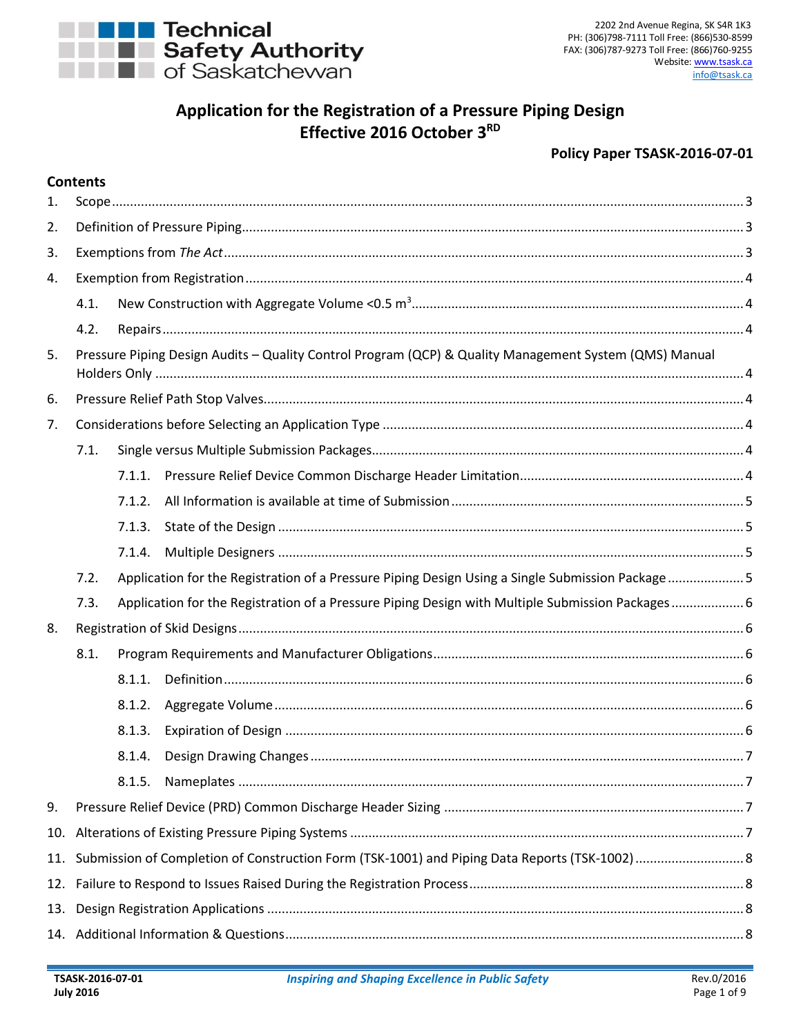Technical Safety Authority of Saskatchewan

2202 2nd Avenue Regina, SK S4R 1K3
PH: (306)798-7111 Toll Free: (866)530-8599
FAX: (306)787-9273 Toll Free: (866)760-9255
Website: www.tsask.ca
info@tsask.ca

# Application for the Registration of a Pressure Piping Design
## Effective 2016 October 3RD

**Policy Paper TSASK-2016-07-01**

**Contents**

1. Scope ..... 3
2. Definition of Pressure Piping ..... 3
3. Exemptions from *The Act* ..... 3
4. Exemption from Registration ..... 4
   - 4.1. New Construction with Aggregate Volume <0.5 $m^3$ ..... 4
   - 4.2. Repairs ..... 4
5. Pressure Piping Design Audits – Quality Control Program (QCP) & Quality Management System (QMS) Manual Holders Only ..... 4
6. Pressure Relief Path Stop Valves ..... 4
7. Considerations before Selecting an Application Type ..... 4
   - 7.1. Single versus Multiple Submission Packages ..... 4
     - 7.1.1. Pressure Relief Device Common Discharge Header Limitation ..... 4
     - 7.1.2. All Information is available at time of Submission ..... 5
     - 7.1.3. State of the Design ..... 5
     - 7.1.4. Multiple Designers ..... 5
   - 7.2. Application for the Registration of a Pressure Piping Design Using a Single Submission Package ..... 5
   - 7.3. Application for the Registration of a Pressure Piping Design with Multiple Submission Packages ..... 6
8. Registration of Skid Designs ..... 6
   - 8.1. Program Requirements and Manufacturer Obligations ..... 6
     - 8.1.1. Definition ..... 6
     - 8.1.2. Aggregate Volume ..... 6
     - 8.1.3. Expiration of Design ..... 6
     - 8.1.4. Design Drawing Changes ..... 7
     - 8.1.5. Nameplates ..... 7
9. Pressure Relief Device (PRD) Common Discharge Header Sizing ..... 7
10. Alterations of Existing Pressure Piping Systems ..... 7
11. Submission of Completion of Construction Form (TSK-1001) and Piping Data Reports (TSK-1002) ..... 8
12. Failure to Respond to Issues Raised During the Registration Process ..... 8
13. Design Registration Applications ..... 8
14. Additional Information & Questions ..... 8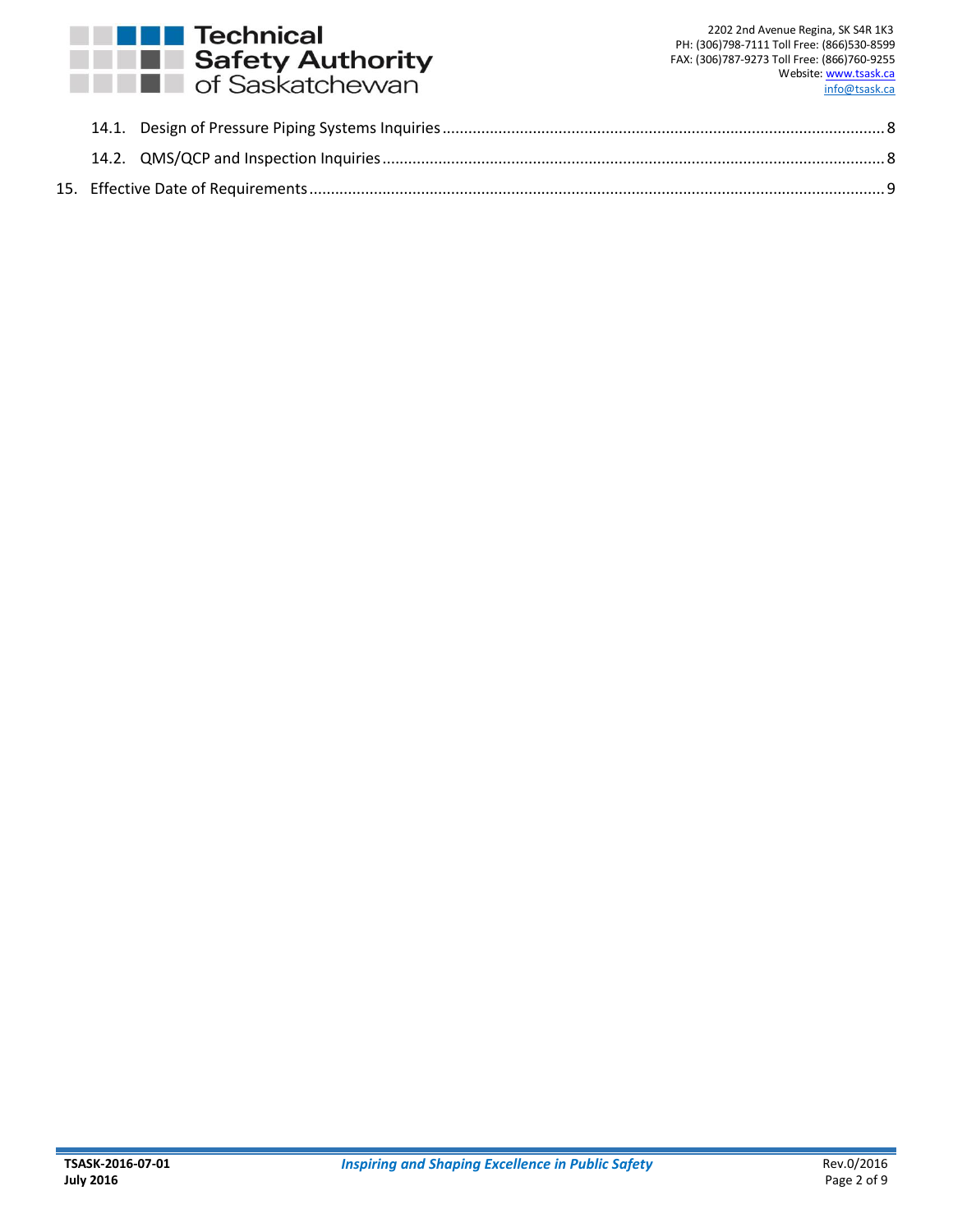14.1. Design of Pressure Piping Systems Inquiries ........................................................................................................ 8

14.2. QMS/QCP and Inspection Inquiries ....................................................................................................................... 8

15. Effective Date of Requirements ........................................................................................................................... 9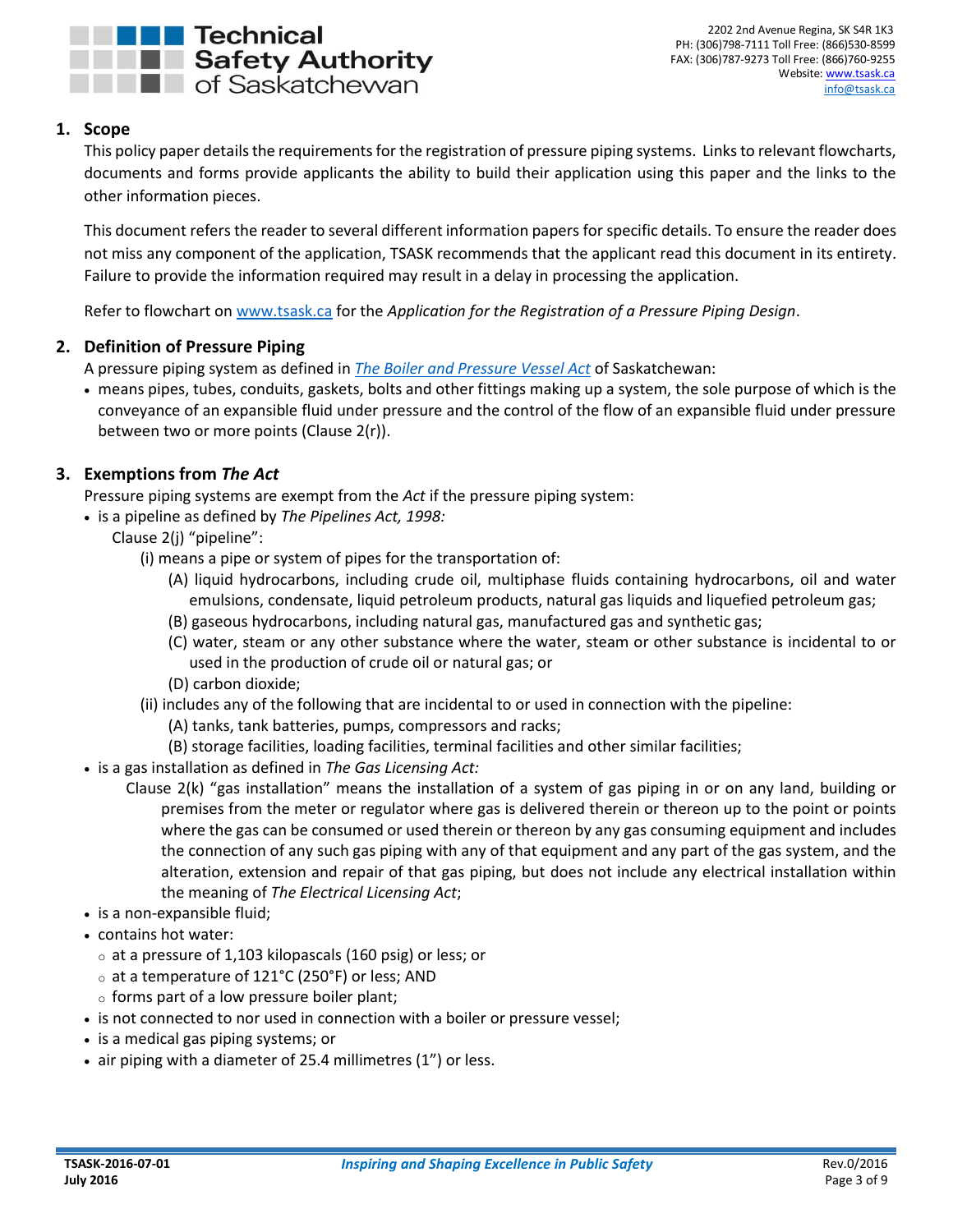## 1. Scope

This policy paper details the requirements for the registration of pressure piping systems. Links to relevant flowcharts, documents and forms provide applicants the ability to build their application using this paper and the links to the other information pieces.

This document refers the reader to several different information papers for specific details. To ensure the reader does not miss any component of the application, TSASK recommends that the applicant read this document in its entirety. Failure to provide the information required may result in a delay in processing the application.

Refer to flowchart on www.tsask.ca for the *Application for the Registration of a Pressure Piping Design*.

## 2. Definition of Pressure Piping

A pressure piping system as defined in *The Boiler and Pressure Vessel Act* of Saskatchewan:

- means pipes, tubes, conduits, gaskets, bolts and other fittings making up a system, the sole purpose of which is the conveyance of an expansible fluid under pressure and the control of the flow of an expansible fluid under pressure between two or more points (Clause 2(r)).

## 3. Exemptions from *The Act*

Pressure piping systems are exempt from the *Act* if the pressure piping system:

- is a pipeline as defined by *The Pipelines Act, 1998:*

  Clause 2(j) "pipeline":

  (i) means a pipe or system of pipes for the transportation of:

  (A) liquid hydrocarbons, including crude oil, multiphase fluids containing hydrocarbons, oil and water emulsions, condensate, liquid petroleum products, natural gas liquids and liquefied petroleum gas;

  (B) gaseous hydrocarbons, including natural gas, manufactured gas and synthetic gas;

  (C) water, steam or any other substance where the water, steam or other substance is incidental to or used in the production of crude oil or natural gas; or

  (D) carbon dioxide;

  (ii) includes any of the following that are incidental to or used in connection with the pipeline:

  (A) tanks, tank batteries, pumps, compressors and racks;

  (B) storage facilities, loading facilities, terminal facilities and other similar facilities;

- is a gas installation as defined in *The Gas Licensing Act:*

  Clause 2(k) "gas installation" means the installation of a system of gas piping in or on any land, building or premises from the meter or regulator where gas is delivered therein or thereon up to the point or points where the gas can be consumed or used therein or thereon by any gas consuming equipment and includes the connection of any such gas piping with any of that equipment and any part of the gas system, and the alteration, extension and repair of that gas piping, but does not include any electrical installation within the meaning of *The Electrical Licensing Act*;

- is a non-expansible fluid;
- contains hot water:
  - at a pressure of 1,103 kilopascals (160 psig) or less; or
  - at a temperature of 121°C (250°F) or less; AND
  - forms part of a low pressure boiler plant;
- is not connected to nor used in connection with a boiler or pressure vessel;
- is a medical gas piping systems; or
- air piping with a diameter of 25.4 millimetres (1") or less.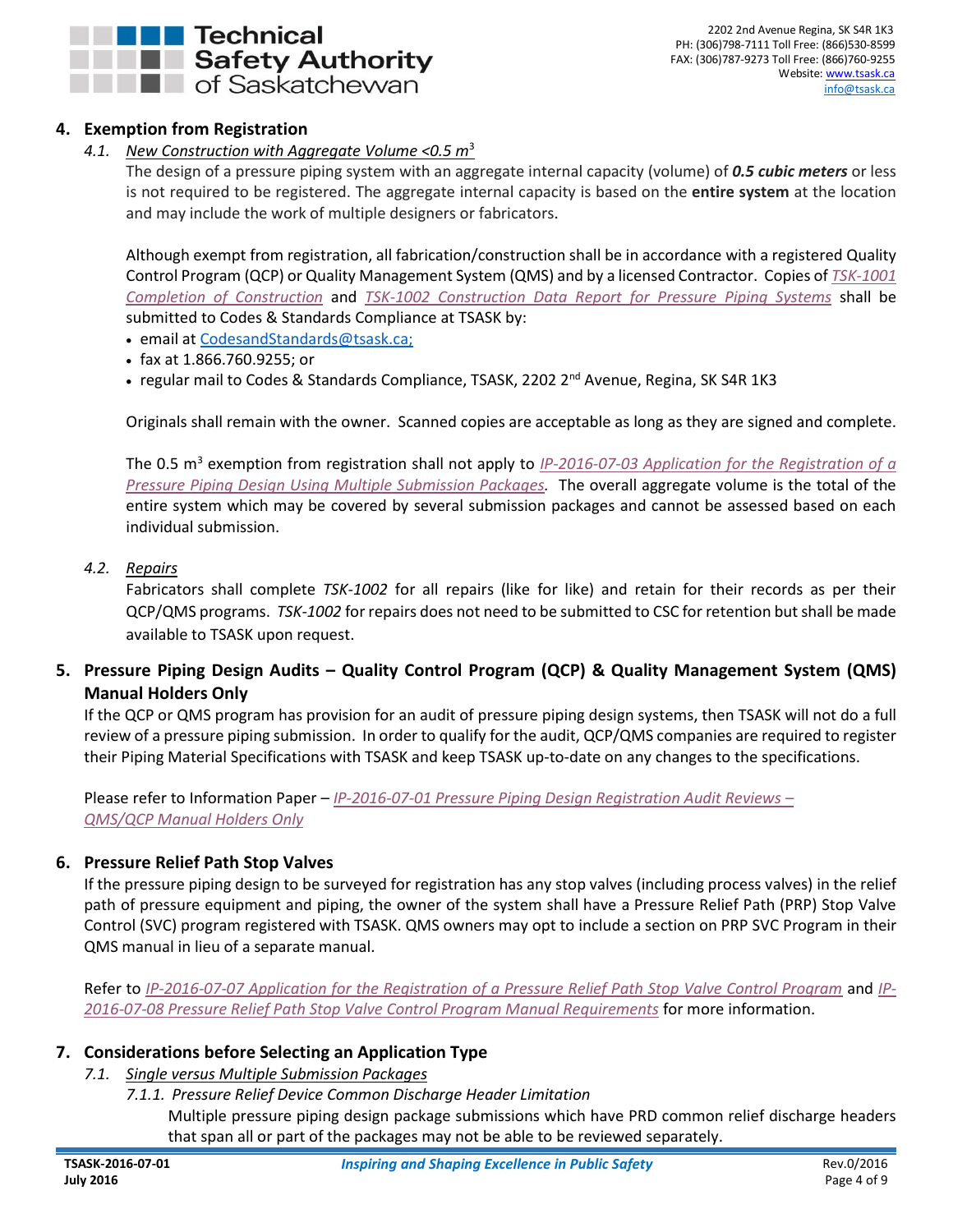## 4. Exemption from Registration

### 4.1. *New Construction with Aggregate Volume <0.5 $m^3$*

The design of a pressure piping system with an aggregate internal capacity (volume) of ***0.5 cubic meters*** or less is not required to be registered. The aggregate internal capacity is based on the **entire system** at the location and may include the work of multiple designers or fabricators.

Although exempt from registration, all fabrication/construction shall be in accordance with a registered Quality Control Program (QCP) or Quality Management System (QMS) and by a licensed Contractor. Copies of *TSK-1001 Completion of Construction* and *TSK-1002 Construction Data Report for Pressure Piping Systems* shall be submitted to Codes & Standards Compliance at TSASK by:

- email at CodesandStandards@tsask.ca;
- fax at 1.866.760.9255; or
- regular mail to Codes & Standards Compliance, TSASK, 2202 2nd Avenue, Regina, SK S4R 1K3

Originals shall remain with the owner. Scanned copies are acceptable as long as they are signed and complete.

The 0.5 $m^3$ exemption from registration shall not apply to *IP-2016-07-03 Application for the Registration of a Pressure Piping Design Using Multiple Submission Packages.* The overall aggregate volume is the total of the entire system which may be covered by several submission packages and cannot be assessed based on each individual submission.

### 4.2. *Repairs*

Fabricators shall complete *TSK-1002* for all repairs (like for like) and retain for their records as per their QCP/QMS programs. *TSK-1002* for repairs does not need to be submitted to CSC for retention but shall be made available to TSASK upon request.

## 5. Pressure Piping Design Audits – Quality Control Program (QCP) & Quality Management System (QMS) Manual Holders Only

If the QCP or QMS program has provision for an audit of pressure piping design systems, then TSASK will not do a full review of a pressure piping submission. In order to qualify for the audit, QCP/QMS companies are required to register their Piping Material Specifications with TSASK and keep TSASK up-to-date on any changes to the specifications.

Please refer to Information Paper – *IP-2016-07-01 Pressure Piping Design Registration Audit Reviews – QMS/QCP Manual Holders Only*

## 6. Pressure Relief Path Stop Valves

If the pressure piping design to be surveyed for registration has any stop valves (including process valves) in the relief path of pressure equipment and piping, the owner of the system shall have a Pressure Relief Path (PRP) Stop Valve Control (SVC) program registered with TSASK. QMS owners may opt to include a section on PRP SVC Program in their QMS manual in lieu of a separate manual.

Refer to *IP-2016-07-07 Application for the Registration of a Pressure Relief Path Stop Valve Control Program* and *IP-2016-07-08 Pressure Relief Path Stop Valve Control Program Manual Requirements* for more information.

## 7. Considerations before Selecting an Application Type

### 7.1. *Single versus Multiple Submission Packages*

#### 7.1.1. *Pressure Relief Device Common Discharge Header Limitation*

Multiple pressure piping design package submissions which have PRD common relief discharge headers that span all or part of the packages may not be able to be reviewed separately.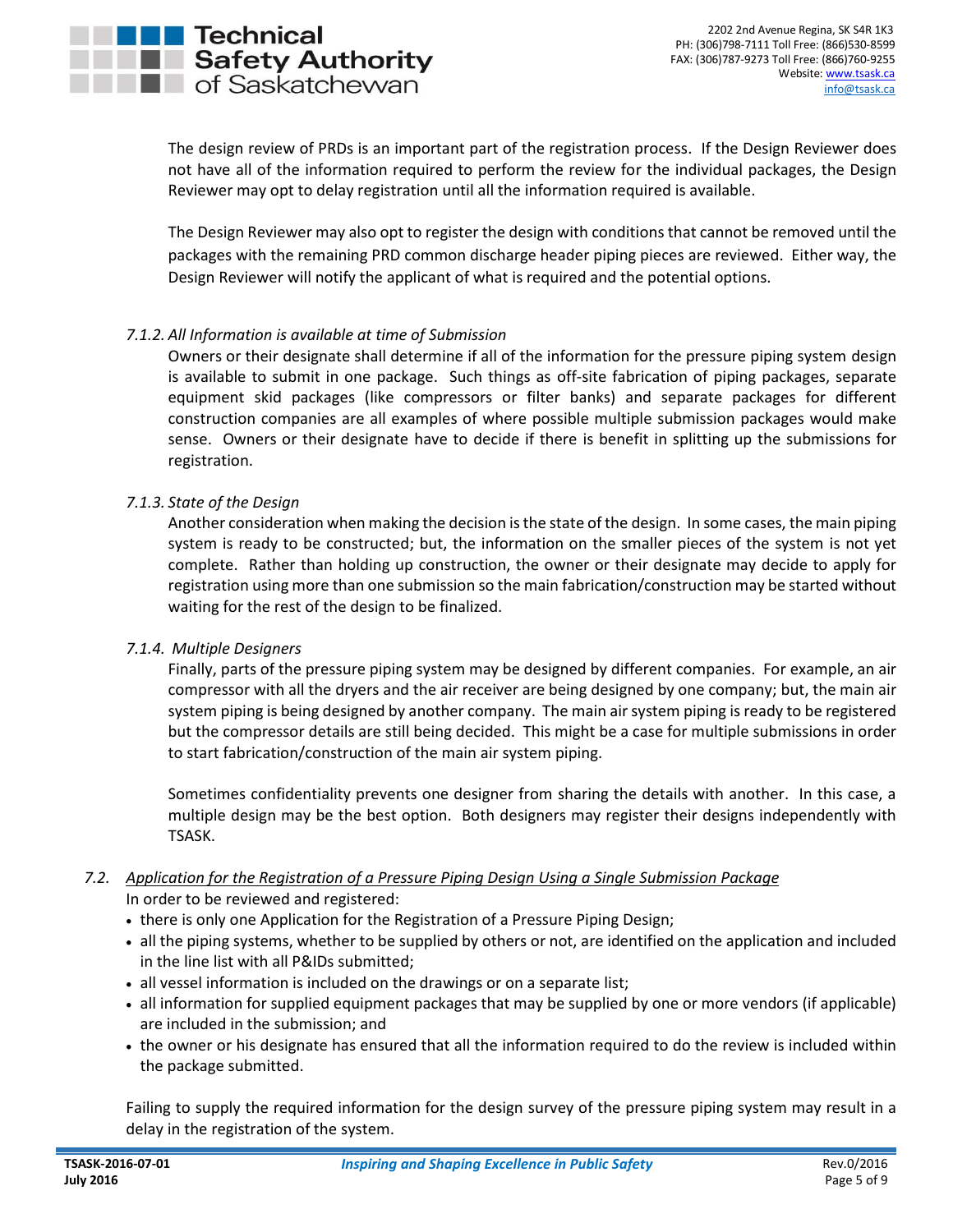The design review of PRDs is an important part of the registration process. If the Design Reviewer does not have all of the information required to perform the review for the individual packages, the Design Reviewer may opt to delay registration until all the information required is available.

The Design Reviewer may also opt to register the design with conditions that cannot be removed until the packages with the remaining PRD common discharge header piping pieces are reviewed. Either way, the Design Reviewer will notify the applicant of what is required and the potential options.

#### *7.1.2. All Information is available at time of Submission*

Owners or their designate shall determine if all of the information for the pressure piping system design is available to submit in one package. Such things as off-site fabrication of piping packages, separate equipment skid packages (like compressors or filter banks) and separate packages for different construction companies are all examples of where possible multiple submission packages would make sense. Owners or their designate have to decide if there is benefit in splitting up the submissions for registration.

#### *7.1.3. State of the Design*

Another consideration when making the decision is the state of the design. In some cases, the main piping system is ready to be constructed; but, the information on the smaller pieces of the system is not yet complete. Rather than holding up construction, the owner or their designate may decide to apply for registration using more than one submission so the main fabrication/construction may be started without waiting for the rest of the design to be finalized.

#### *7.1.4. Multiple Designers*

Finally, parts of the pressure piping system may be designed by different companies. For example, an air compressor with all the dryers and the air receiver are being designed by one company; but, the main air system piping is being designed by another company. The main air system piping is ready to be registered but the compressor details are still being decided. This might be a case for multiple submissions in order to start fabrication/construction of the main air system piping.

Sometimes confidentiality prevents one designer from sharing the details with another. In this case, a multiple design may be the best option. Both designers may register their designs independently with TSASK.

### 7.2. <u>Application for the Registration of a Pressure Piping Design Using a Single Submission Package</u>

In order to be reviewed and registered:

- there is only one Application for the Registration of a Pressure Piping Design;
- all the piping systems, whether to be supplied by others or not, are identified on the application and included in the line list with all P&IDs submitted;
- all vessel information is included on the drawings or on a separate list;
- all information for supplied equipment packages that may be supplied by one or more vendors (if applicable) are included in the submission; and
- the owner or his designate has ensured that all the information required to do the review is included within the package submitted.

Failing to supply the required information for the design survey of the pressure piping system may result in a delay in the registration of the system.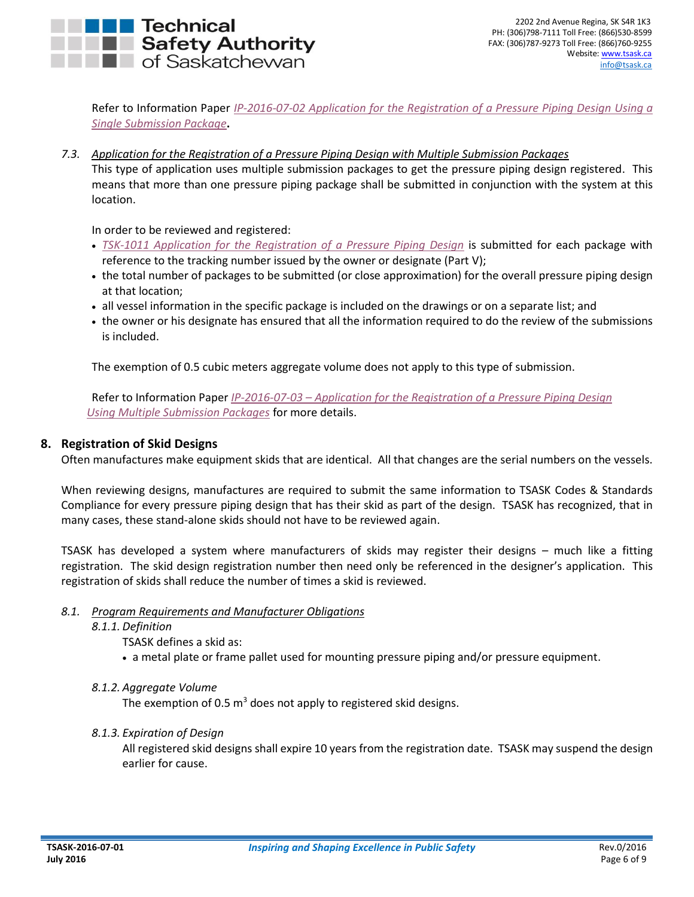Refer to Information Paper *IP-2016-07-02 Application for the Registration of a Pressure Piping Design Using a Single Submission Package*.

### 7.3. Application for the Registration of a Pressure Piping Design with Multiple Submission Packages

This type of application uses multiple submission packages to get the pressure piping design registered. This means that more than one pressure piping package shall be submitted in conjunction with the system at this location.

In order to be reviewed and registered:

- *TSK-1011 Application for the Registration of a Pressure Piping Design* is submitted for each package with reference to the tracking number issued by the owner or designate (Part V);
- the total number of packages to be submitted (or close approximation) for the overall pressure piping design at that location;
- all vessel information in the specific package is included on the drawings or on a separate list; and
- the owner or his designate has ensured that all the information required to do the review of the submissions is included.

The exemption of 0.5 cubic meters aggregate volume does not apply to this type of submission.

Refer to Information Paper *IP-2016-07-03 – Application for the Registration of a Pressure Piping Design Using Multiple Submission Packages* for more details.

## 8. Registration of Skid Designs

Often manufactures make equipment skids that are identical. All that changes are the serial numbers on the vessels.

When reviewing designs, manufactures are required to submit the same information to TSASK Codes & Standards Compliance for every pressure piping design that has their skid as part of the design. TSASK has recognized, that in many cases, these stand-alone skids should not have to be reviewed again.

TSASK has developed a system where manufacturers of skids may register their designs – much like a fitting registration. The skid design registration number then need only be referenced in the designer's application. This registration of skids shall reduce the number of times a skid is reviewed.

### 8.1. Program Requirements and Manufacturer Obligations

#### *8.1.1. Definition*

TSASK defines a skid as:

- a metal plate or frame pallet used for mounting pressure piping and/or pressure equipment.

#### *8.1.2. Aggregate Volume*

The exemption of 0.5 $m^3$ does not apply to registered skid designs.

#### *8.1.3. Expiration of Design*

All registered skid designs shall expire 10 years from the registration date. TSASK may suspend the design earlier for cause.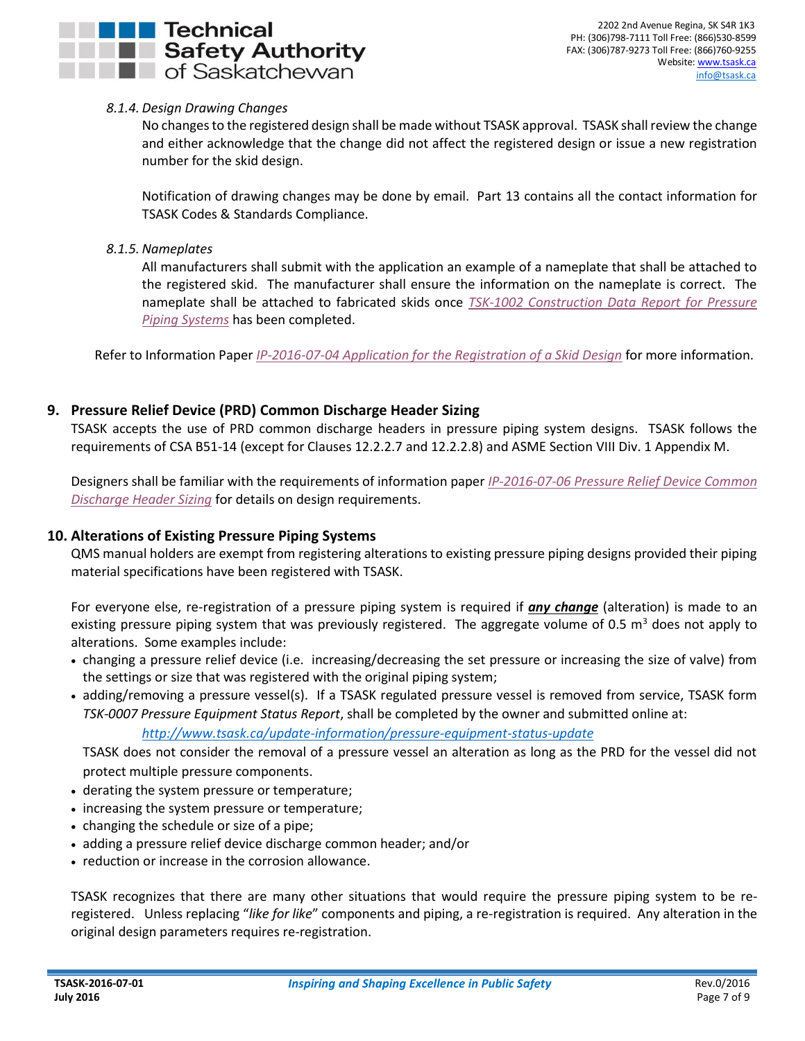*8.1.4. Design Drawing Changes*

No changes to the registered design shall be made without TSASK approval. TSASK shall review the change and either acknowledge that the change did not affect the registered design or issue a new registration number for the skid design.

Notification of drawing changes may be done by email. Part 13 contains all the contact information for TSASK Codes & Standards Compliance.

*8.1.5. Nameplates*

All manufacturers shall submit with the application an example of a nameplate that shall be attached to the registered skid. The manufacturer shall ensure the information on the nameplate is correct. The nameplate shall be attached to fabricated skids once *TSK-1002 Construction Data Report for Pressure Piping Systems* has been completed.

Refer to Information Paper *IP-2016-07-04 Application for the Registration of a Skid Design* for more information.

## 9. Pressure Relief Device (PRD) Common Discharge Header Sizing

TSASK accepts the use of PRD common discharge headers in pressure piping system designs. TSASK follows the requirements of CSA B51-14 (except for Clauses 12.2.2.7 and 12.2.2.8) and ASME Section VIII Div. 1 Appendix M.

Designers shall be familiar with the requirements of information paper *IP-2016-07-06 Pressure Relief Device Common Discharge Header Sizing* for details on design requirements.

## 10. Alterations of Existing Pressure Piping Systems

QMS manual holders are exempt from registering alterations to existing pressure piping designs provided their piping material specifications have been registered with TSASK.

For everyone else, re-registration of a pressure piping system is required if ***any change*** (alteration) is made to an existing pressure piping system that was previously registered. The aggregate volume of 0.5 $m^3$ does not apply to alterations. Some examples include:

- changing a pressure relief device (i.e. increasing/decreasing the set pressure or increasing the size of valve) from the settings or size that was registered with the original piping system;
- adding/removing a pressure vessel(s). If a TSASK regulated pressure vessel is removed from service, TSASK form *TSK-0007 Pressure Equipment Status Report*, shall be completed by the owner and submitted online at:

  *http://www.tsask.ca/update-information/pressure-equipment-status-update*

  TSASK does not consider the removal of a pressure vessel an alteration as long as the PRD for the vessel did not protect multiple pressure components.
- derating the system pressure or temperature;
- increasing the system pressure or temperature;
- changing the schedule or size of a pipe;
- adding a pressure relief device discharge common header; and/or
- reduction or increase in the corrosion allowance.

TSASK recognizes that there are many other situations that would require the pressure piping system to be re-registered. Unless replacing "*like for like*" components and piping, a re-registration is required. Any alteration in the original design parameters requires re-registration.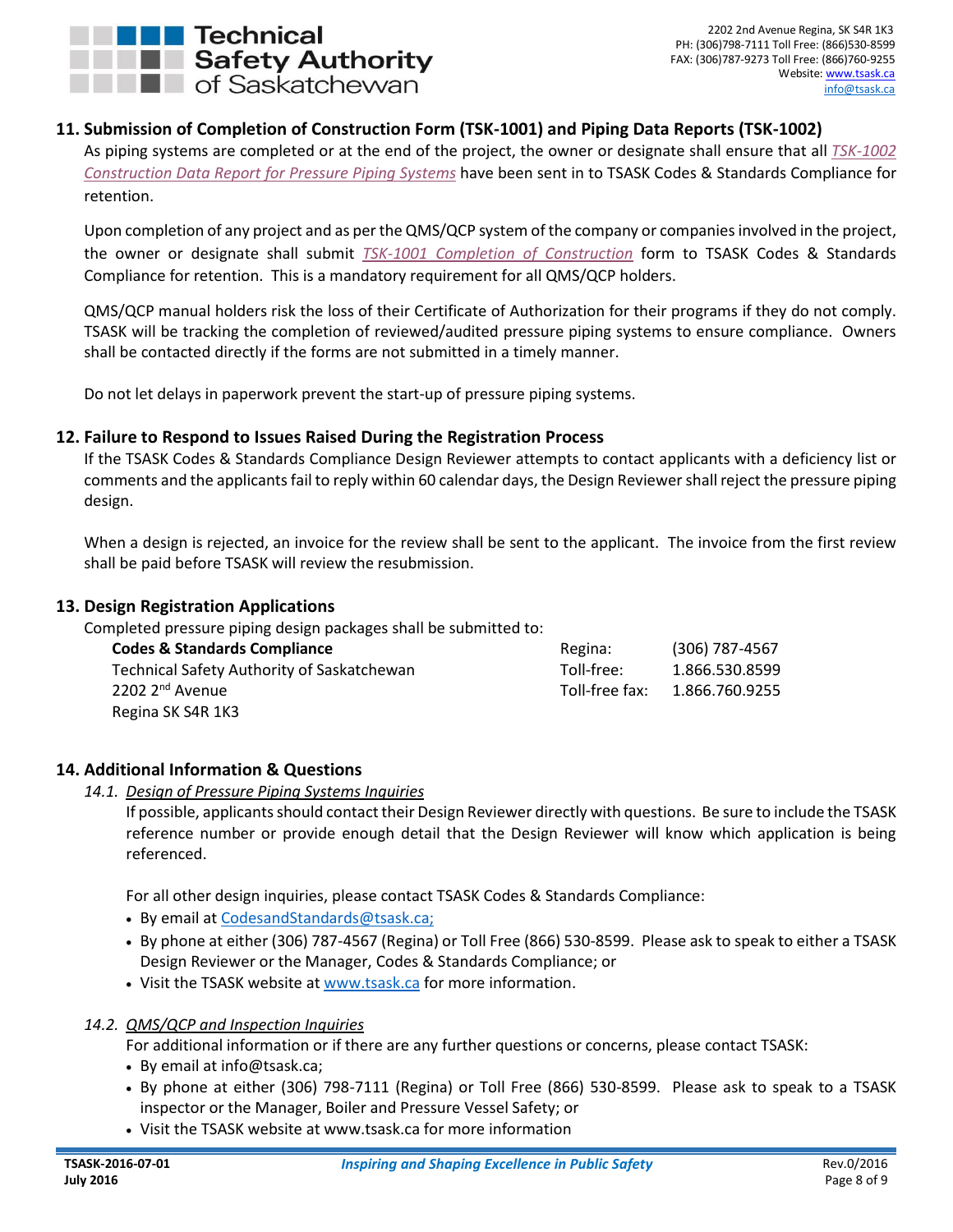## 11. Submission of Completion of Construction Form (TSK-1001) and Piping Data Reports (TSK-1002)

As piping systems are completed or at the end of the project, the owner or designate shall ensure that all *TSK-1002 Construction Data Report for Pressure Piping Systems* have been sent in to TSASK Codes & Standards Compliance for retention.

Upon completion of any project and as per the QMS/QCP system of the company or companies involved in the project, the owner or designate shall submit *TSK-1001 Completion of Construction* form to TSASK Codes & Standards Compliance for retention. This is a mandatory requirement for all QMS/QCP holders.

QMS/QCP manual holders risk the loss of their Certificate of Authorization for their programs if they do not comply. TSASK will be tracking the completion of reviewed/audited pressure piping systems to ensure compliance. Owners shall be contacted directly if the forms are not submitted in a timely manner.

Do not let delays in paperwork prevent the start-up of pressure piping systems.

## 12. Failure to Respond to Issues Raised During the Registration Process

If the TSASK Codes & Standards Compliance Design Reviewer attempts to contact applicants with a deficiency list or comments and the applicants fail to reply within 60 calendar days, the Design Reviewer shall reject the pressure piping design.

When a design is rejected, an invoice for the review shall be sent to the applicant. The invoice from the first review shall be paid before TSASK will review the resubmission.

## 13. Design Registration Applications

Completed pressure piping design packages shall be submitted to:

**Codes & Standards Compliance**
Technical Safety Authority of Saskatchewan
2202 2nd Avenue
Regina SK S4R 1K3

Regina: (306) 787-4567
Toll-free: 1.866.530.8599
Toll-free fax: 1.866.760.9255

## 14. Additional Information & Questions

### 14.1. Design of Pressure Piping Systems Inquiries

If possible, applicants should contact their Design Reviewer directly with questions. Be sure to include the TSASK reference number or provide enough detail that the Design Reviewer will know which application is being referenced.

For all other design inquiries, please contact TSASK Codes & Standards Compliance:

- By email at CodesandStandards@tsask.ca;
- By phone at either (306) 787-4567 (Regina) or Toll Free (866) 530-8599. Please ask to speak to either a TSASK Design Reviewer or the Manager, Codes & Standards Compliance; or
- Visit the TSASK website at www.tsask.ca for more information.

### 14.2. QMS/QCP and Inspection Inquiries

For additional information or if there are any further questions or concerns, please contact TSASK:

- By email at info@tsask.ca;
- By phone at either (306) 798-7111 (Regina) or Toll Free (866) 530-8599. Please ask to speak to a TSASK inspector or the Manager, Boiler and Pressure Vessel Safety; or
- Visit the TSASK website at www.tsask.ca for more information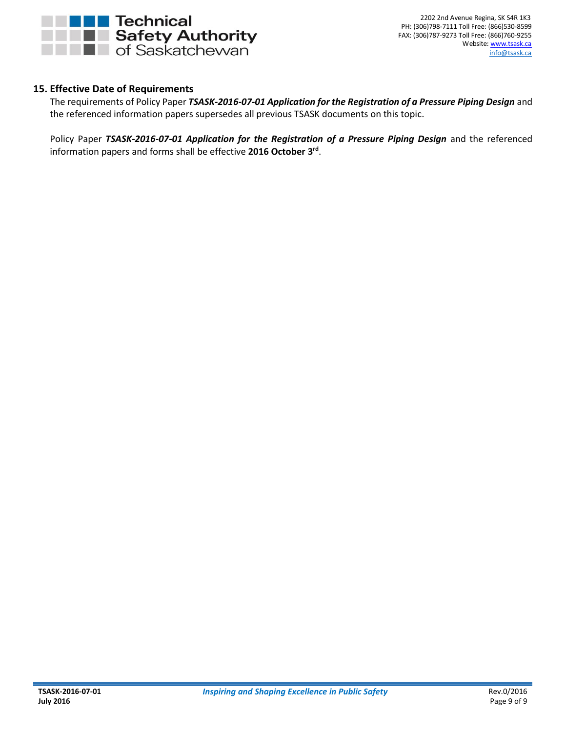## 15. Effective Date of Requirements

The requirements of Policy Paper ***TSASK-2016-07-01 Application for the Registration of a Pressure Piping Design*** and the referenced information papers supersedes all previous TSASK documents on this topic.

Policy Paper ***TSASK-2016-07-01 Application for the Registration of a Pressure Piping Design*** and the referenced information papers and forms shall be effective **2016 October 3rd**.